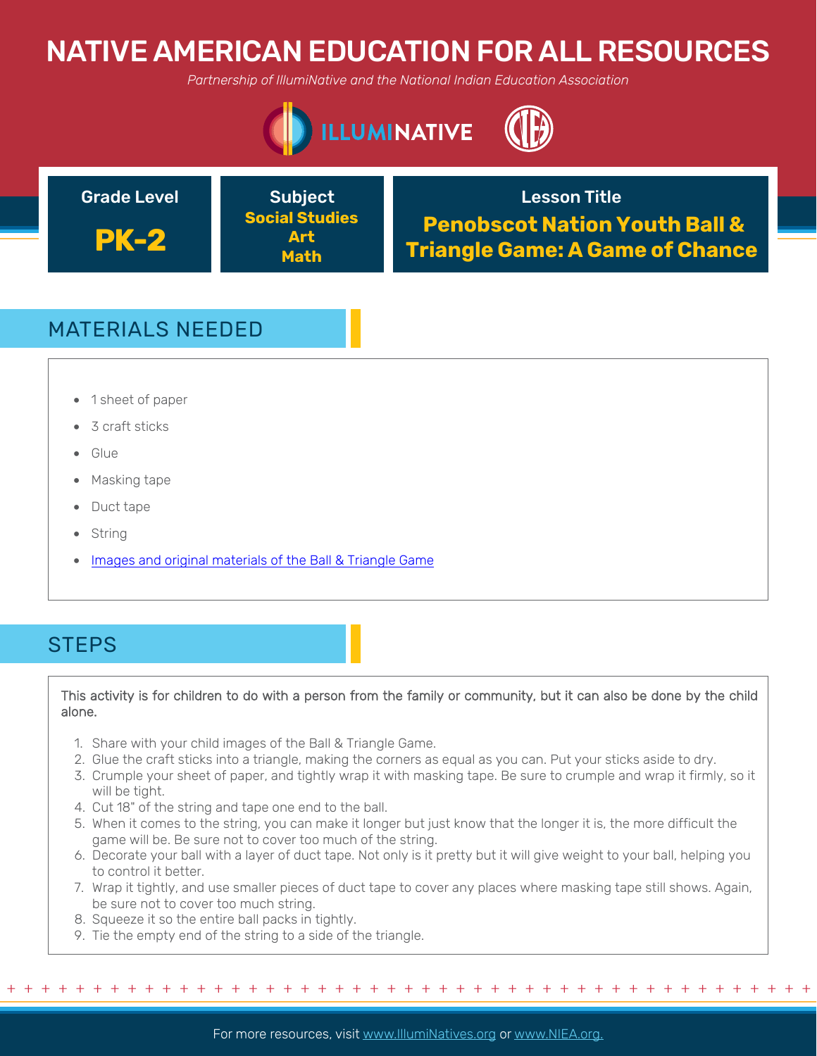# NATIVE AMERICAN EDUCATION FOR ALL RESOURCES

*Partnership of IllumiNative and the National Indian Education Association*

| Grade Level | Subject | Lesson Title |
|---|---|---|
| **PK-2** | **Social Studies**<br>**Art**<br>**Math** | **Penobscot Nation Youth Ball & Triangle Game: A Game of Chance** |

## MATERIALS NEEDED

- 1 sheet of paper
- 3 craft sticks
- Glue
- Masking tape
- Duct tape
- String
- [Images and original materials of the Ball & Triangle Game]()

## STEPS

This activity is for children to do with a person from the family or community, but it can also be done by the child alone.

1. Share with your child images of the Ball & Triangle Game.
2. Glue the craft sticks into a triangle, making the corners as equal as you can. Put your sticks aside to dry.
3. Crumple your sheet of paper, and tightly wrap it with masking tape. Be sure to crumple and wrap it firmly, so it will be tight.
4. Cut 18" of the string and tape one end to the ball.
5. When it comes to the string, you can make it longer but just know that the longer it is, the more difficult the game will be. Be sure not to cover too much of the string.
6. Decorate your ball with a layer of duct tape. Not only is it pretty but it will give weight to your ball, helping you to control it better.
7. Wrap it tightly, and use smaller pieces of duct tape to cover any places where masking tape still shows. Again, be sure not to cover too much string.
8. Squeeze it so the entire ball packs in tightly.
9. Tie the empty end of the string to a side of the triangle.

For more resources, visit www.IllumiNatives.org or www.NIEA.org.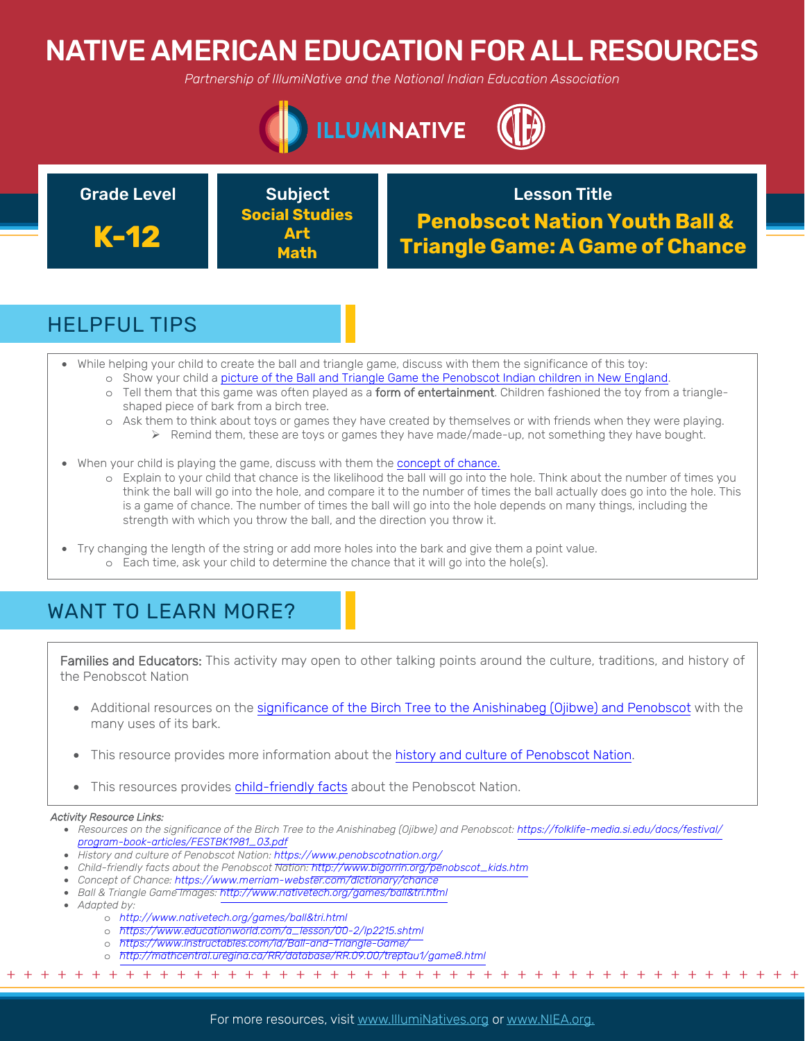# NATIVE AMERICAN EDUCATION FOR ALL RESOURCES

*Partnership of IllumiNative and the National Indian Education Association*

| Grade Level | Subject | Lesson Title |
|---|---|---|
| **K-12** | **Social Studies**<br>**Art**<br>**Math** | **Penobscot Nation Youth Ball & Triangle Game: A Game of Chance** |

## HELPFUL TIPS

- While helping your child to create the ball and triangle game, discuss with them the significance of this toy:
  - Show your child a picture of the Ball and Triangle Game the Penobscot Indian children in New England.
  - Tell them that this game was often played as a form of entertainment. Children fashioned the toy from a triangle-shaped piece of bark from a birch tree.
  - Ask them to think about toys or games they have created by themselves or with friends when they were playing.
    - Remind them, these are toys or games they have made/made-up, not something they have bought.
- When your child is playing the game, discuss with them the concept of chance.
  - Explain to your child that chance is the likelihood the ball will go into the hole. Think about the number of times you think the ball will go into the hole, and compare it to the number of times the ball actually does go into the hole. This is a game of chance. The number of times the ball will go into the hole depends on many things, including the strength with which you throw the ball, and the direction you throw it.
- Try changing the length of the string or add more holes into the bark and give them a point value.
  - Each time, ask your child to determine the chance that it will go into the hole(s).

## WANT TO LEARN MORE?

**Families and Educators:** This activity may open to other talking points around the culture, traditions, and history of the Penobscot Nation

- Additional resources on the significance of the Birch Tree to the Anishinabeg (Ojibwe) and Penobscot with the many uses of its bark.
- This resource provides more information about the history and culture of Penobscot Nation.
- This resources provides child-friendly facts about the Penobscot Nation.

*Activity Resource Links:*

- *Resources on the significance of the Birch Tree to the Anishinabeg (Ojibwe) and Penobscot: https://folklife-media.si.edu/docs/festival/program-book-articles/FESTBK1981_03.pdf*
- *History and culture of Penobscot Nation: https://www.penobscotnation.org/*
- *Child-friendly facts about the Penobscot Nation: http://www.bigorrin.org/penobscot_kids.htm*
- *Concept of Chance: https://www.merriam-webster.com/dictionary/chance*
- *Ball & Triangle Game Images: http://www.nativetech.org/games/ball&tri.html*
- *Adapted by:*
  - *http://www.nativetech.org/games/ball&tri.html*
  - *https://www.educationworld.com/a_lesson/00-2/lp2215.shtml*
  - *https://www.instructables.com/id/Ball-and-Triangle-Game/*
  - *http://mathcentral.uregina.ca/RR/database/RR.09.00/treptau1/game8.html*

For more resources, visit www.IllumiNatives.org or www.NIEA.org.